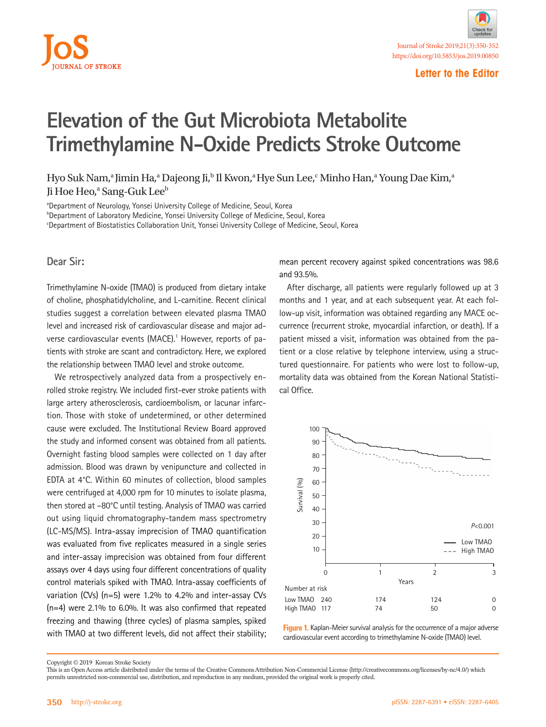Letter to the Editor

# Elevation of the Gut Microbiota Metabolite Trimethylamine N-Oxide Predicts Stroke Outcome

Hyo Suk Nam,[a] Jimin Ha,[a] Dajeong Ji,[b] Il Kwon,[a] Hye Sun Lee,[c] Minho Han,[a] Young Dae Kim,[a] Ji Hoe Heo,[a] Sang-Guk Lee[b]

[a]Department of Neurology, Yonsei University College of Medicine, Seoul, Korea
[b]Department of Laboratory Medicine, Yonsei University College of Medicine, Seoul, Korea
[c]Department of Biostatistics Collaboration Unit, Yonsei University College of Medicine, Seoul, Korea

Dear Sir:

Trimethylamine N-oxide (TMAO) is produced from dietary intake of choline, phosphatidylcholine, and L-carnitine. Recent clinical studies suggest a correlation between elevated plasma TMAO level and increased risk of cardiovascular disease and major adverse cardiovascular events (MACE).[1] However, reports of patients with stroke are scant and contradictory. Here, we explored the relationship between TMAO level and stroke outcome.

We retrospectively analyzed data from a prospectively enrolled stroke registry. We included first-ever stroke patients with large artery atherosclerosis, cardioembolism, or lacunar infarction. Those with stoke of undetermined, or other determined cause were excluded. The Institutional Review Board approved the study and informed consent was obtained from all patients. Overnight fasting blood samples were collected on 1 day after admission. Blood was drawn by venipuncture and collected in EDTA at 4°C. Within 60 minutes of collection, blood samples were centrifuged at 4,000 rpm for 10 minutes to isolate plasma, then stored at −80°C until testing. Analysis of TMAO was carried out using liquid chromatography-tandem mass spectrometry (LC-MS/MS). Intra-assay imprecision of TMAO quantification was evaluated from five replicates measured in a single series and inter-assay imprecision was obtained from four different assays over 4 days using four different concentrations of quality control materials spiked with TMAO. Intra-assay coefficients of variation (CVs) (n=5) were 1.2% to 4.2% and inter-assay CVs (n=4) were 2.1% to 6.0%. It was also confirmed that repeated freezing and thawing (three cycles) of plasma samples, spiked with TMAO at two different levels, did not affect their stability; mean percent recovery against spiked concentrations was 98.6 and 93.5%.

After discharge, all patients were regularly followed up at 3 months and 1 year, and at each subsequent year. At each follow-up visit, information was obtained regarding any MACE occurrence (recurrent stroke, myocardial infarction, or death). If a patient missed a visit, information was obtained from the patient or a close relative by telephone interview, using a structured questionnaire. For patients who were lost to follow-up, mortality data was obtained from the Korean National Statistical Office.

Number at risk

| | 0 | 1 | 2 | 3 |
|---|---|---|---|---|
| Low TMAO | 240 | 174 | 124 | 0 |
| High TMAO | 117 | 74 | 50 | 0 |

**Figure 1.** Kaplan-Meier survival analysis for the occurrence of a major adverse cardiovascular event according to trimethylamine N-oxide (TMAO) level.

Copyright © 2019 Korean Stroke Society
This is an Open Access article distributed under the terms of the Creative Commons Attribution Non-Commercial License (http://creativecommons.org/licenses/by-nc/4.0/) which permits unrestricted non-commercial use, distribution, and reproduction in any medium, provided the original work is properly cited.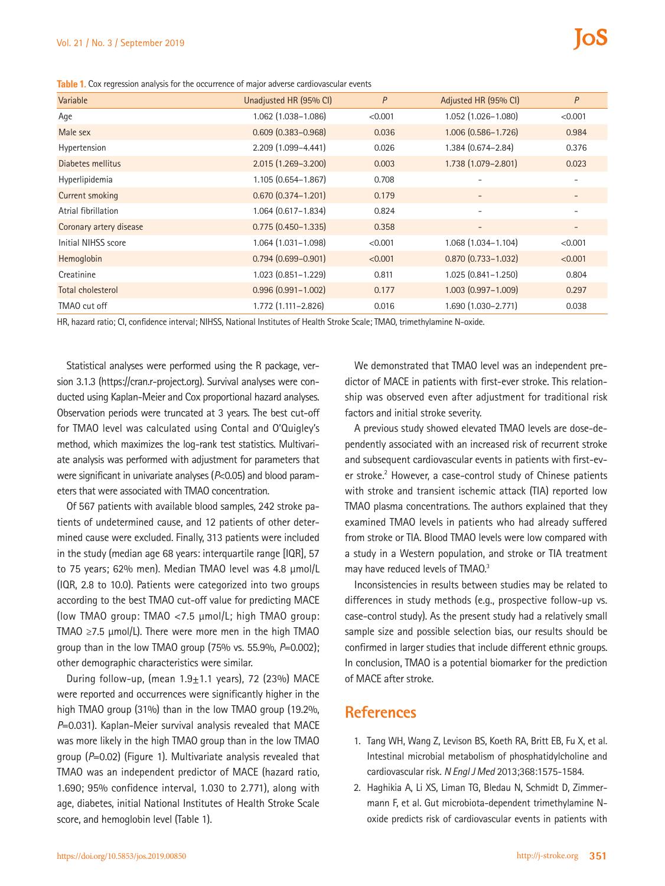**Table 1.** Cox regression analysis for the occurrence of major adverse cardiovascular events

| Variable | Unadjusted HR (95% CI) | P | Adjusted HR (95% CI) | P |
|---|---|---|---|---|
| Age | 1.062 (1.038–1.086) | <0.001 | 1.052 (1.026–1.080) | <0.001 |
| Male sex | 0.609 (0.383–0.968) | 0.036 | 1.006 (0.586–1.726) | 0.984 |
| Hypertension | 2.209 (1.099–4.441) | 0.026 | 1.384 (0.674–2.84) | 0.376 |
| Diabetes mellitus | 2.015 (1.269–3.200) | 0.003 | 1.738 (1.079–2.801) | 0.023 |
| Hyperlipidemia | 1.105 (0.654–1.867) | 0.708 | - | - |
| Current smoking | 0.670 (0.374–1.201) | 0.179 | - | - |
| Atrial fibrillation | 1.064 (0.617–1.834) | 0.824 | - | - |
| Coronary artery disease | 0.775 (0.450–1.335) | 0.358 | - | - |
| Initial NIHSS score | 1.064 (1.031–1.098) | <0.001 | 1.068 (1.034–1.104) | <0.001 |
| Hemoglobin | 0.794 (0.699–0.901) | <0.001 | 0.870 (0.733–1.032) | <0.001 |
| Creatinine | 1.023 (0.851–1.229) | 0.811 | 1.025 (0.841–1.250) | 0.804 |
| Total cholesterol | 0.996 (0.991–1.002) | 0.177 | 1.003 (0.997–1.009) | 0.297 |
| TMAO cut off | 1.772 (1.111–2.826) | 0.016 | 1.690 (1.030–2.771) | 0.038 |

HR, hazard ratio; CI, confidence interval; NIHSS, National Institutes of Health Stroke Scale; TMAO, trimethylamine N-oxide.

Statistical analyses were performed using the R package, version 3.1.3 (https://cran.r-project.org). Survival analyses were conducted using Kaplan-Meier and Cox proportional hazard analyses. Observation periods were truncated at 3 years. The best cut-off for TMAO level was calculated using Contal and O'Quigley's method, which maximizes the log-rank test statistics. Multivariate analysis was performed with adjustment for parameters that were significant in univariate analyses ($P$<0.05) and blood parameters that were associated with TMAO concentration.

Of 567 patients with available blood samples, 242 stroke patients of undetermined cause, and 12 patients of other determined cause were excluded. Finally, 313 patients were included in the study (median age 68 years: interquartile range [IQR], 57 to 75 years; 62% men). Median TMAO level was 4.8 μmol/L (IQR, 2.8 to 10.0). Patients were categorized into two groups according to the best TMAO cut-off value for predicting MACE (low TMAO group: TMAO <7.5 μmol/L; high TMAO group: TMAO ≥7.5 μmol/L). There were more men in the high TMAO group than in the low TMAO group (75% vs. 55.9%, $P$=0.002); other demographic characteristics were similar.

During follow-up, (mean 1.9±1.1 years), 72 (23%) MACE were reported and occurrences were significantly higher in the high TMAO group (31%) than in the low TMAO group (19.2%, $P$=0.031). Kaplan-Meier survival analysis revealed that MACE was more likely in the high TMAO group than in the low TMAO group ($P$=0.02) (Figure 1). Multivariate analysis revealed that TMAO was an independent predictor of MACE (hazard ratio, 1.690; 95% confidence interval, 1.030 to 2.771), along with age, diabetes, initial National Institutes of Health Stroke Scale score, and hemoglobin level (Table 1).

We demonstrated that TMAO level was an independent predictor of MACE in patients with first-ever stroke. This relationship was observed even after adjustment for traditional risk factors and initial stroke severity.

A previous study showed elevated TMAO levels are dose-dependently associated with an increased risk of recurrent stroke and subsequent cardiovascular events in patients with first-ever stroke.[2] However, a case-control study of Chinese patients with stroke and transient ischemic attack (TIA) reported low TMAO plasma concentrations. The authors explained that they examined TMAO levels in patients who had already suffered from stroke or TIA. Blood TMAO levels were low compared with a study in a Western population, and stroke or TIA treatment may have reduced levels of TMAO.[3]

Inconsistencies in results between studies may be related to differences in study methods (e.g., prospective follow-up vs. case-control study). As the present study had a relatively small sample size and possible selection bias, our results should be confirmed in larger studies that include different ethnic groups. In conclusion, TMAO is a potential biomarker for the prediction of MACE after stroke.

## References

1. Tang WH, Wang Z, Levison BS, Koeth RA, Britt EB, Fu X, et al. Intestinal microbial metabolism of phosphatidylcholine and cardiovascular risk. *N Engl J Med* 2013;368:1575-1584.
2. Haghikia A, Li XS, Liman TG, Bledau N, Schmidt D, Zimmermann F, et al. Gut microbiota-dependent trimethylamine N-oxide predicts risk of cardiovascular events in patients with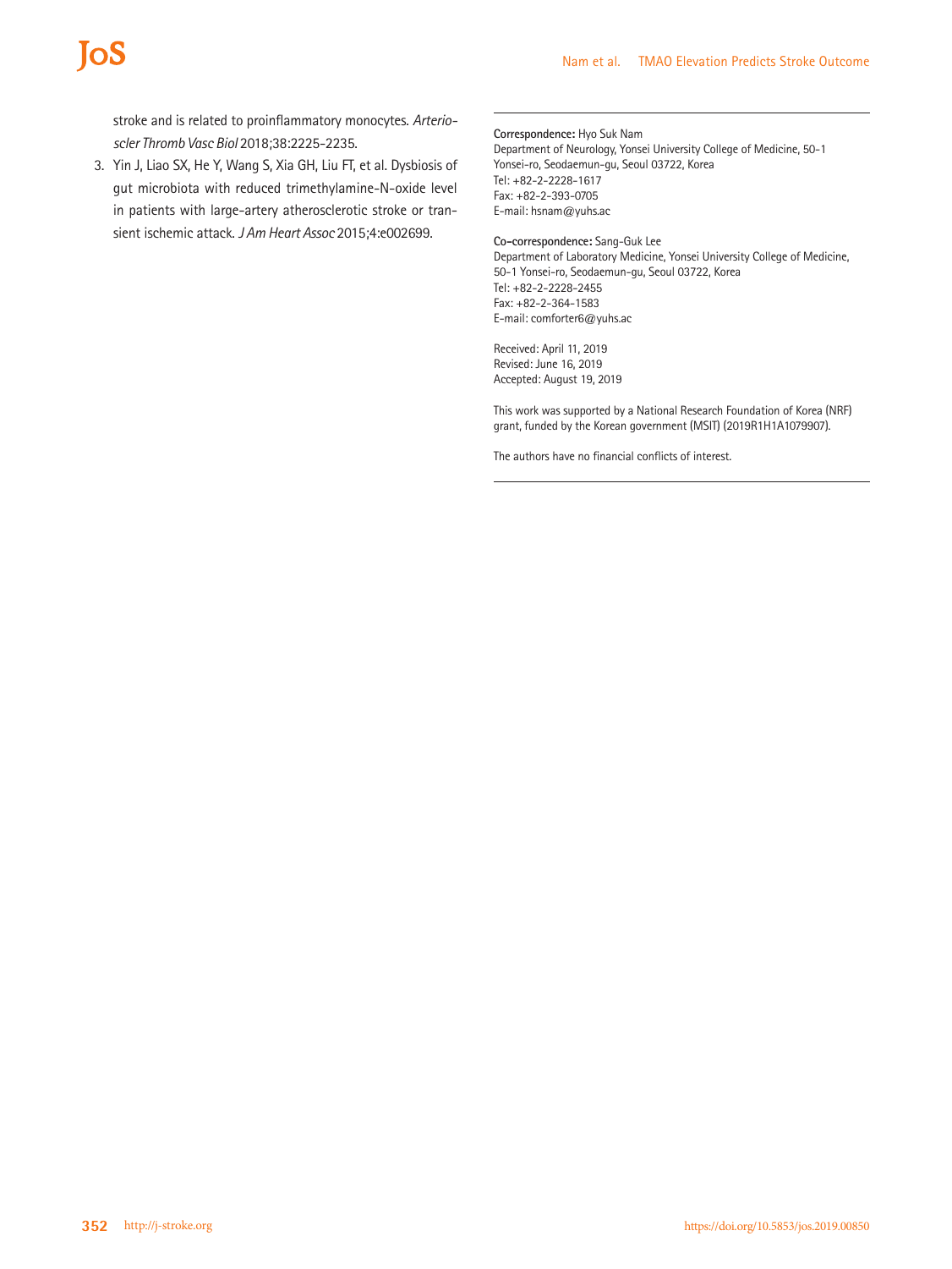stroke and is related to proinflammatory monocytes. *Arterioscler Thromb Vasc Biol* 2018;38:2225-2235.

3. Yin J, Liao SX, He Y, Wang S, Xia GH, Liu FT, et al. Dysbiosis of gut microbiota with reduced trimethylamine-N-oxide level in patients with large-artery atherosclerotic stroke or transient ischemic attack. *J Am Heart Assoc* 2015;4:e002699.

---

**Correspondence:** Hyo Suk Nam
Department of Neurology, Yonsei University College of Medicine, 50-1 Yonsei-ro, Seodaemun-gu, Seoul 03722, Korea
Tel: +82-2-2228-1617
Fax: +82-2-393-0705
E-mail: hsnam@yuhs.ac

**Co-correspondence:** Sang-Guk Lee
Department of Laboratory Medicine, Yonsei University College of Medicine, 50-1 Yonsei-ro, Seodaemun-gu, Seoul 03722, Korea
Tel: +82-2-2228-2455
Fax: +82-2-364-1583
E-mail: comforter6@yuhs.ac

Received: April 11, 2019
Revised: June 16, 2019
Accepted: August 19, 2019

This work was supported by a National Research Foundation of Korea (NRF) grant, funded by the Korean government (MSIT) (2019R1H1A1079907).

The authors have no financial conflicts of interest.

---